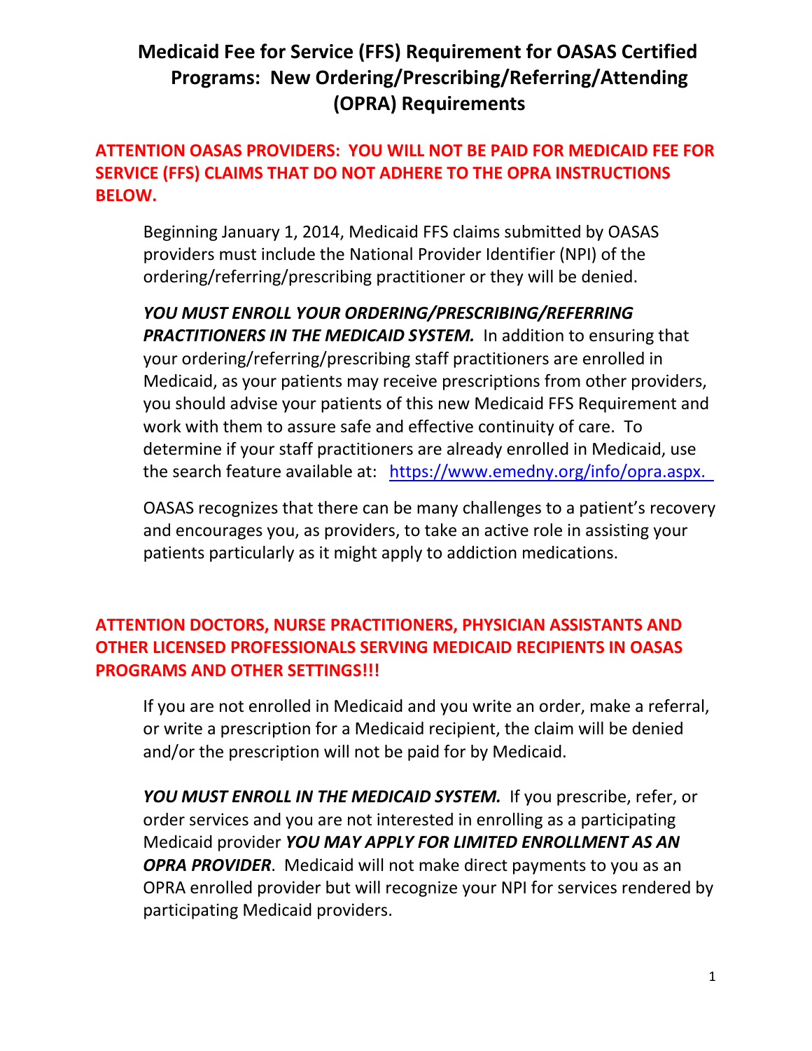# Medicaid Fee for Service (FFS) Requirement for OASAS Certified Programs: New Ordering/Prescribing/Referring/Attending (OPRA) Requirements

**ATTENTION OASAS PROVIDERS: YOU WILL NOT BE PAID FOR MEDICAID FEE FOR SERVICE (FFS) CLAIMS THAT DO NOT ADHERE TO THE OPRA INSTRUCTIONS BELOW.**

Beginning January 1, 2014, Medicaid FFS claims submitted by OASAS providers must include the National Provider Identifier (NPI) of the ordering/referring/prescribing practitioner or they will be denied.

***YOU MUST ENROLL YOUR ORDERING/PRESCRIBING/REFERRING PRACTITIONERS IN THE MEDICAID SYSTEM.*** In addition to ensuring that your ordering/referring/prescribing staff practitioners are enrolled in Medicaid, as your patients may receive prescriptions from other providers, you should advise your patients of this new Medicaid FFS Requirement and work with them to assure safe and effective continuity of care. To determine if your staff practitioners are already enrolled in Medicaid, use the search feature available at: https://www.emedny.org/info/opra.aspx.

OASAS recognizes that there can be many challenges to a patient's recovery and encourages you, as providers, to take an active role in assisting your patients particularly as it might apply to addiction medications.

**ATTENTION DOCTORS, NURSE PRACTITIONERS, PHYSICIAN ASSISTANTS AND OTHER LICENSED PROFESSIONALS SERVING MEDICAID RECIPIENTS IN OASAS PROGRAMS AND OTHER SETTINGS!!!**

If you are not enrolled in Medicaid and you write an order, make a referral, or write a prescription for a Medicaid recipient, the claim will be denied and/or the prescription will not be paid for by Medicaid.

***YOU MUST ENROLL IN THE MEDICAID SYSTEM.*** If you prescribe, refer, or order services and you are not interested in enrolling as a participating Medicaid provider ***YOU MAY APPLY FOR LIMITED ENROLLMENT AS AN OPRA PROVIDER***. Medicaid will not make direct payments to you as an OPRA enrolled provider but will recognize your NPI for services rendered by participating Medicaid providers.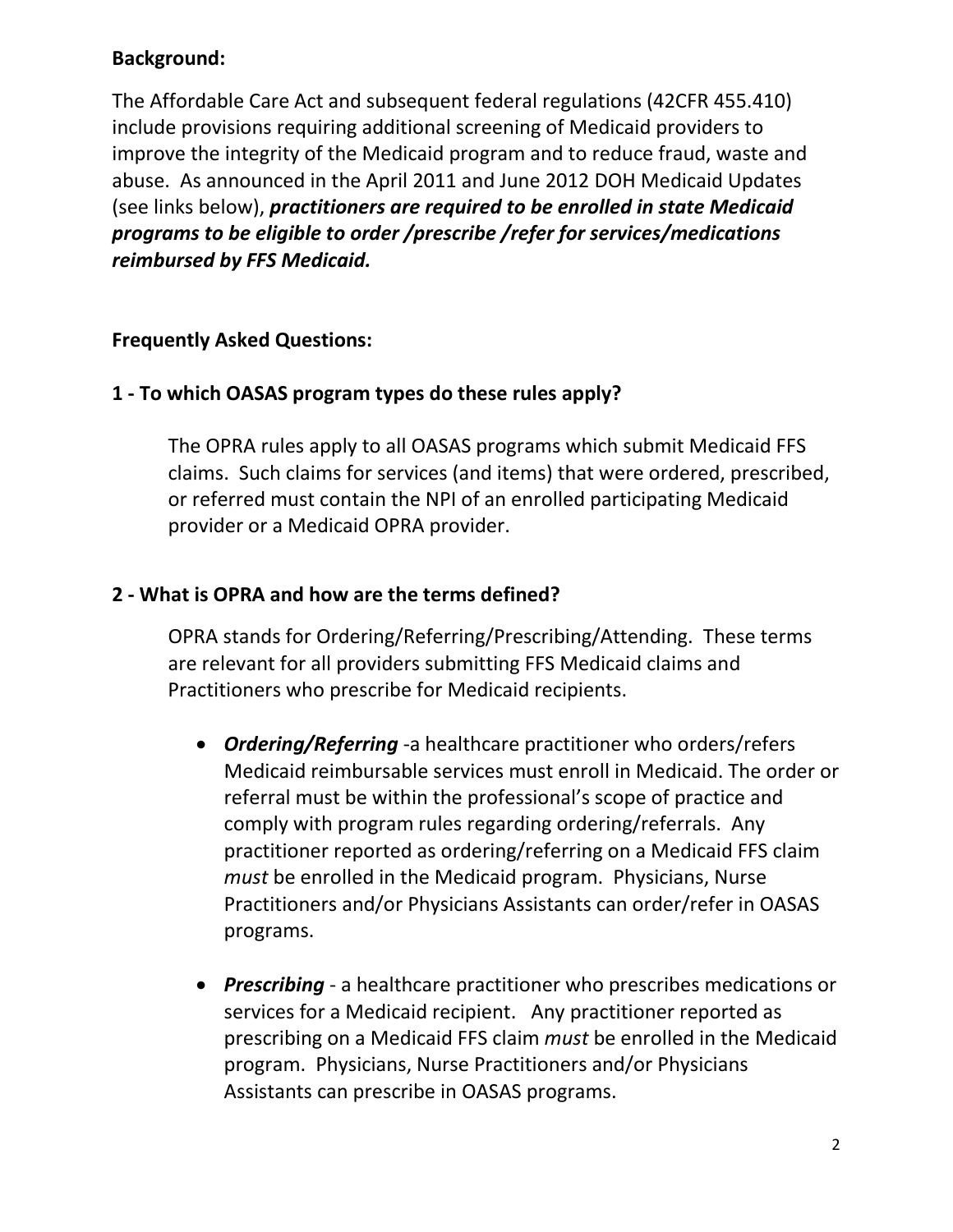**Background:**

The Affordable Care Act and subsequent federal regulations (42CFR 455.410) include provisions requiring additional screening of Medicaid providers to improve the integrity of the Medicaid program and to reduce fraud, waste and abuse. As announced in the April 2011 and June 2012 DOH Medicaid Updates (see links below), ***practitioners are required to be enrolled in state Medicaid programs to be eligible to order /prescribe /refer for services/medications reimbursed by FFS Medicaid.***

**Frequently Asked Questions:**

**1 - To which OASAS program types do these rules apply?**

The OPRA rules apply to all OASAS programs which submit Medicaid FFS claims. Such claims for services (and items) that were ordered, prescribed, or referred must contain the NPI of an enrolled participating Medicaid provider or a Medicaid OPRA provider.

**2 - What is OPRA and how are the terms defined?**

OPRA stands for Ordering/Referring/Prescribing/Attending. These terms are relevant for all providers submitting FFS Medicaid claims and Practitioners who prescribe for Medicaid recipients.

- ***Ordering/Referring*** -a healthcare practitioner who orders/refers Medicaid reimbursable services must enroll in Medicaid. The order or referral must be within the professional's scope of practice and comply with program rules regarding ordering/referrals. Any practitioner reported as ordering/referring on a Medicaid FFS claim *must* be enrolled in the Medicaid program. Physicians, Nurse Practitioners and/or Physicians Assistants can order/refer in OASAS programs.
- ***Prescribing*** - a healthcare practitioner who prescribes medications or services for a Medicaid recipient. Any practitioner reported as prescribing on a Medicaid FFS claim *must* be enrolled in the Medicaid program. Physicians, Nurse Practitioners and/or Physicians Assistants can prescribe in OASAS programs.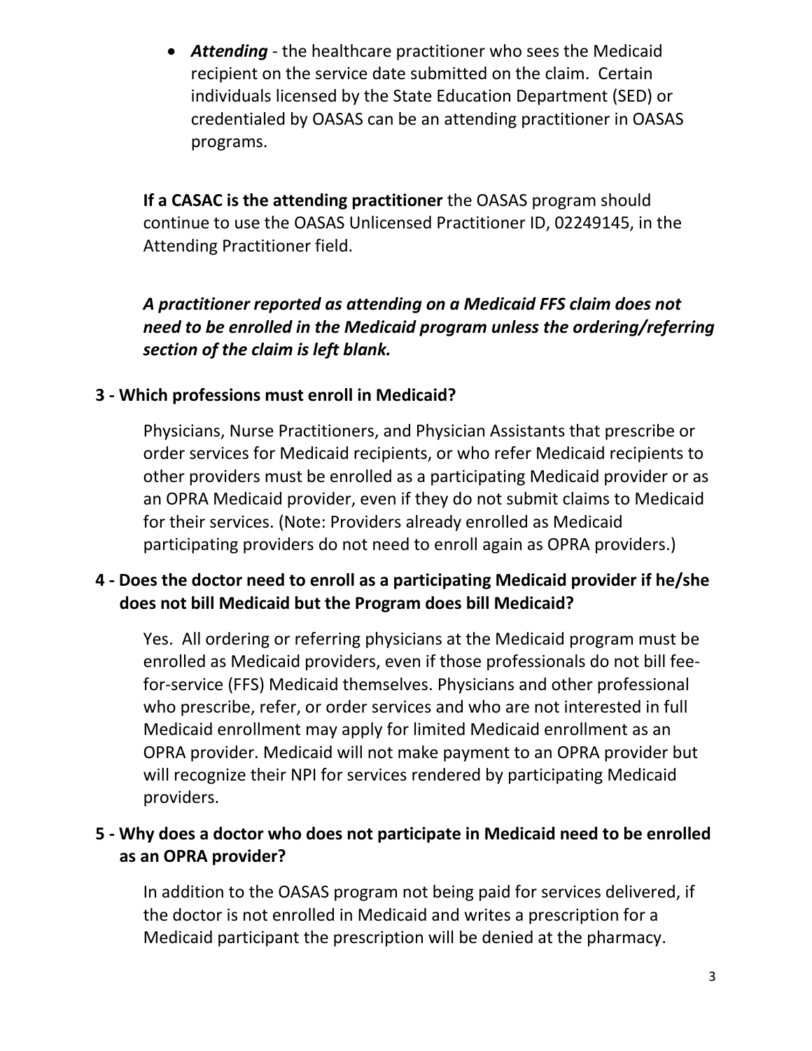- ***Attending*** - the healthcare practitioner who sees the Medicaid recipient on the service date submitted on the claim. Certain individuals licensed by the State Education Department (SED) or credentialed by OASAS can be an attending practitioner in OASAS programs.

**If a CASAC is the attending practitioner** the OASAS program should continue to use the OASAS Unlicensed Practitioner ID, 02249145, in the Attending Practitioner field.

***A practitioner reported as attending on a Medicaid FFS claim does not need to be enrolled in the Medicaid program unless the ordering/referring section of the claim is left blank.***

**3 - Which professions must enroll in Medicaid?**

Physicians, Nurse Practitioners, and Physician Assistants that prescribe or order services for Medicaid recipients, or who refer Medicaid recipients to other providers must be enrolled as a participating Medicaid provider or as an OPRA Medicaid provider, even if they do not submit claims to Medicaid for their services. (Note: Providers already enrolled as Medicaid participating providers do not need to enroll again as OPRA providers.)

**4 - Does the doctor need to enroll as a participating Medicaid provider if he/she does not bill Medicaid but the Program does bill Medicaid?**

Yes. All ordering or referring physicians at the Medicaid program must be enrolled as Medicaid providers, even if those professionals do not bill fee-for-service (FFS) Medicaid themselves. Physicians and other professional who prescribe, refer, or order services and who are not interested in full Medicaid enrollment may apply for limited Medicaid enrollment as an OPRA provider. Medicaid will not make payment to an OPRA provider but will recognize their NPI for services rendered by participating Medicaid providers.

**5 - Why does a doctor who does not participate in Medicaid need to be enrolled as an OPRA provider?**

In addition to the OASAS program not being paid for services delivered, if the doctor is not enrolled in Medicaid and writes a prescription for a Medicaid participant the prescription will be denied at the pharmacy.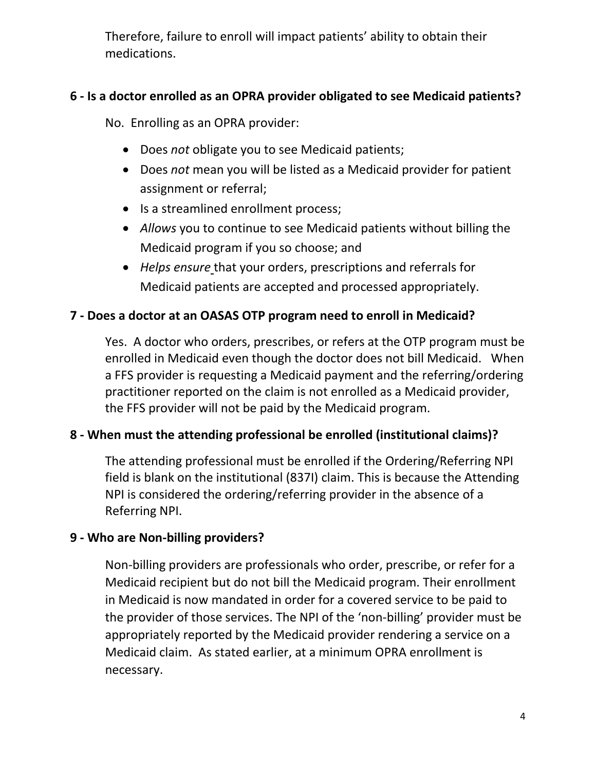Therefore, failure to enroll will impact patients' ability to obtain their medications.

### 6 - Is a doctor enrolled as an OPRA provider obligated to see Medicaid patients?

No. Enrolling as an OPRA provider:

- Does *not* obligate you to see Medicaid patients;
- Does *not* mean you will be listed as a Medicaid provider for patient assignment or referral;
- Is a streamlined enrollment process;
- *Allows* you to continue to see Medicaid patients without billing the Medicaid program if you so choose; and
- *Helps ensure* that your orders, prescriptions and referrals for Medicaid patients are accepted and processed appropriately.

### 7 - Does a doctor at an OASAS OTP program need to enroll in Medicaid?

Yes. A doctor who orders, prescribes, or refers at the OTP program must be enrolled in Medicaid even though the doctor does not bill Medicaid. When a FFS provider is requesting a Medicaid payment and the referring/ordering practitioner reported on the claim is not enrolled as a Medicaid provider, the FFS provider will not be paid by the Medicaid program.

### 8 - When must the attending professional be enrolled (institutional claims)?

The attending professional must be enrolled if the Ordering/Referring NPI field is blank on the institutional (837I) claim. This is because the Attending NPI is considered the ordering/referring provider in the absence of a Referring NPI.

### 9 - Who are Non-billing providers?

Non-billing providers are professionals who order, prescribe, or refer for a Medicaid recipient but do not bill the Medicaid program. Their enrollment in Medicaid is now mandated in order for a covered service to be paid to the provider of those services. The NPI of the 'non-billing' provider must be appropriately reported by the Medicaid provider rendering a service on a Medicaid claim. As stated earlier, at a minimum OPRA enrollment is necessary.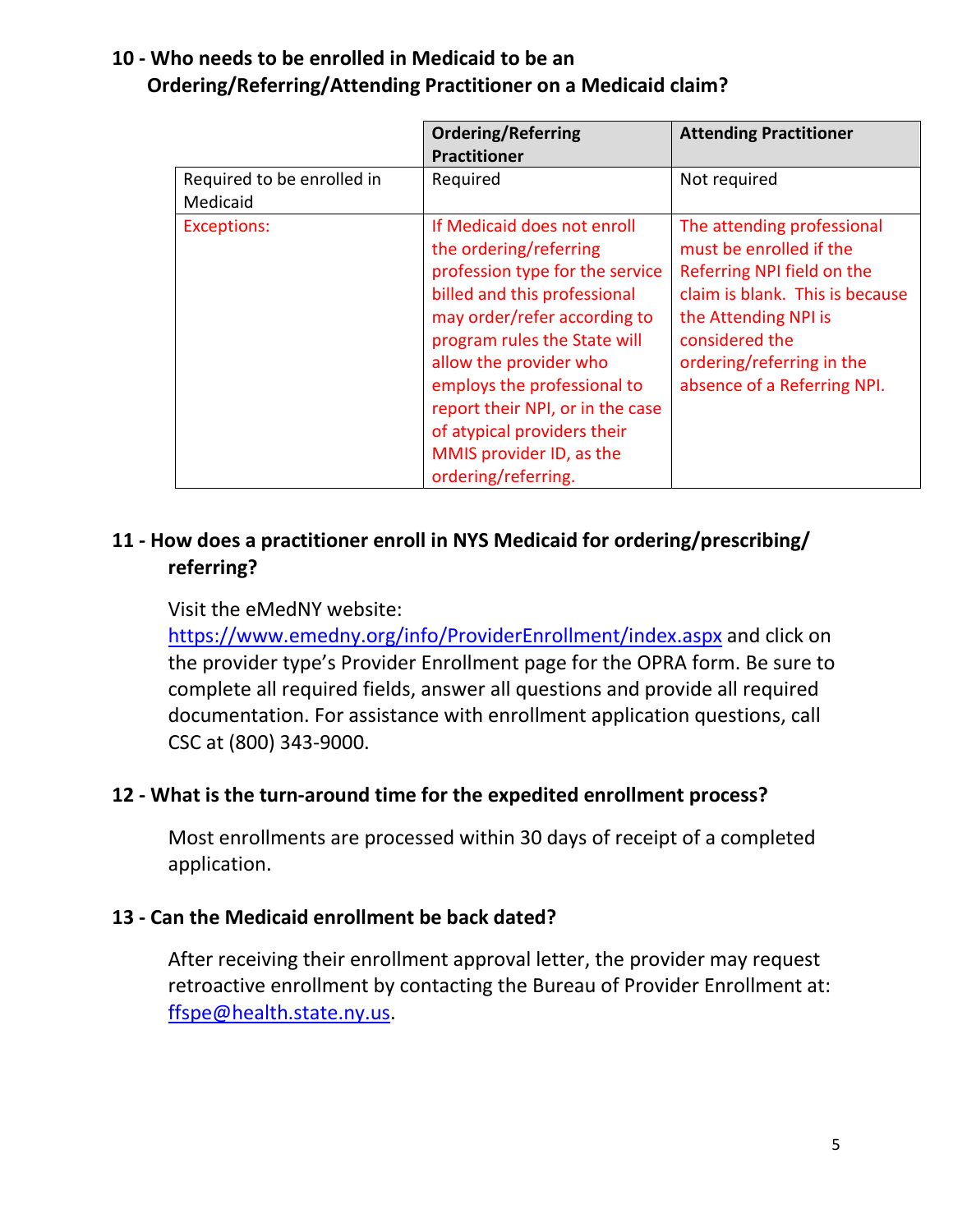### 10 - Who needs to be enrolled in Medicaid to be an Ordering/Referring/Attending Practitioner on a Medicaid claim?

| | Ordering/Referring Practitioner | Attending Practitioner |
|---|---|---|
| Required to be enrolled in Medicaid | Required | Not required |
| Exceptions: | If Medicaid does not enroll the ordering/referring profession type for the service billed and this professional may order/refer according to program rules the State will allow the provider who employs the professional to report their NPI, or in the case of atypical providers their MMIS provider ID, as the ordering/referring. | The attending professional must be enrolled if the Referring NPI field on the claim is blank. This is because the Attending NPI is considered the ordering/referring in the absence of a Referring NPI. |

### 11 - How does a practitioner enroll in NYS Medicaid for ordering/prescribing/ referring?

Visit the eMedNY website: https://www.emedny.org/info/ProviderEnrollment/index.aspx and click on the provider type's Provider Enrollment page for the OPRA form. Be sure to complete all required fields, answer all questions and provide all required documentation. For assistance with enrollment application questions, call CSC at (800) 343-9000.

### 12 - What is the turn-around time for the expedited enrollment process?

Most enrollments are processed within 30 days of receipt of a completed application.

### 13 - Can the Medicaid enrollment be back dated?

After receiving their enrollment approval letter, the provider may request retroactive enrollment by contacting the Bureau of Provider Enrollment at: ffspe@health.state.ny.us.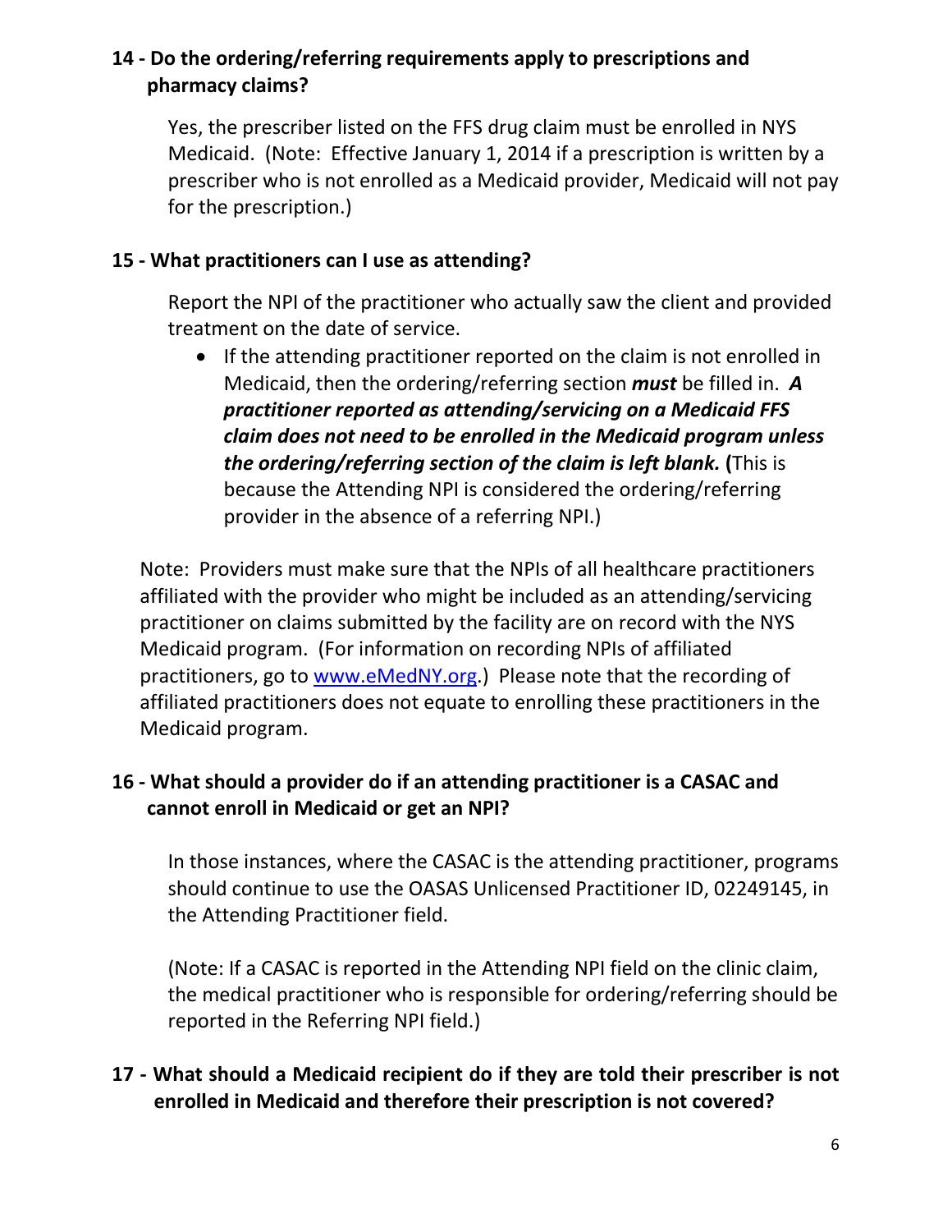### 14 - Do the ordering/referring requirements apply to prescriptions and pharmacy claims?

Yes, the prescriber listed on the FFS drug claim must be enrolled in NYS Medicaid. (Note: Effective January 1, 2014 if a prescription is written by a prescriber who is not enrolled as a Medicaid provider, Medicaid will not pay for the prescription.)

### 15 - What practitioners can I use as attending?

Report the NPI of the practitioner who actually saw the client and provided treatment on the date of service.

- If the attending practitioner reported on the claim is not enrolled in Medicaid, then the ordering/referring section ***must*** be filled in. ***A practitioner reported as attending/servicing on a Medicaid FFS claim does not need to be enrolled in the Medicaid program unless the ordering/referring section of the claim is left blank.*** **(**This is because the Attending NPI is considered the ordering/referring provider in the absence of a referring NPI.)

Note: Providers must make sure that the NPIs of all healthcare practitioners affiliated with the provider who might be included as an attending/servicing practitioner on claims submitted by the facility are on record with the NYS Medicaid program. (For information on recording NPIs of affiliated practitioners, go to [www.eMedNY.org](http://www.eMedNY.org).) Please note that the recording of affiliated practitioners does not equate to enrolling these practitioners in the Medicaid program.

### 16 - What should a provider do if an attending practitioner is a CASAC and cannot enroll in Medicaid or get an NPI?

In those instances, where the CASAC is the attending practitioner, programs should continue to use the OASAS Unlicensed Practitioner ID, 02249145, in the Attending Practitioner field.

(Note: If a CASAC is reported in the Attending NPI field on the clinic claim, the medical practitioner who is responsible for ordering/referring should be reported in the Referring NPI field.)

### 17 - What should a Medicaid recipient do if they are told their prescriber is not enrolled in Medicaid and therefore their prescription is not covered?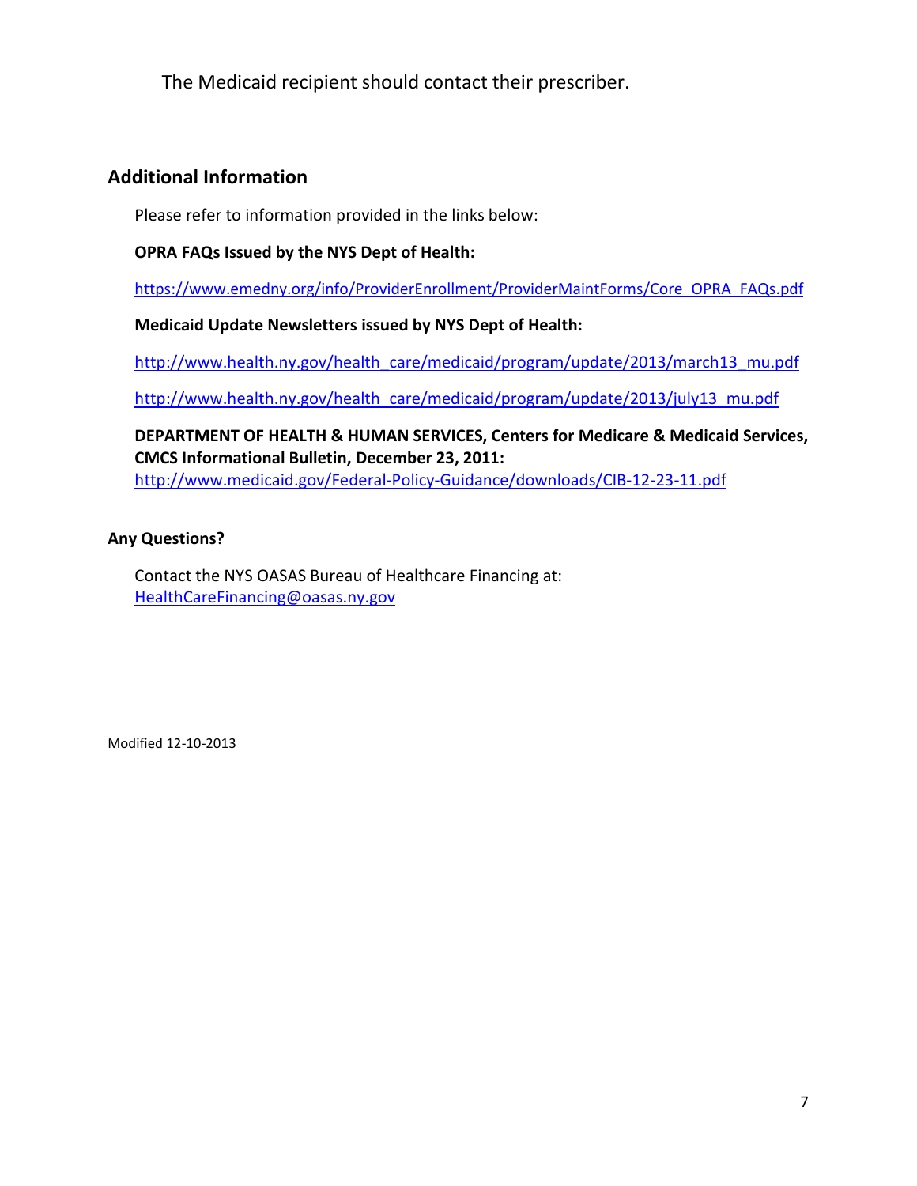The Medicaid recipient should contact their prescriber.

## Additional Information

Please refer to information provided in the links below:

**OPRA FAQs Issued by the NYS Dept of Health:**

https://www.emedny.org/info/ProviderEnrollment/ProviderMaintForms/Core_OPRA_FAQs.pdf

**Medicaid Update Newsletters issued by NYS Dept of Health:**

http://www.health.ny.gov/health_care/medicaid/program/update/2013/march13_mu.pdf

http://www.health.ny.gov/health_care/medicaid/program/update/2013/july13_mu.pdf

**DEPARTMENT OF HEALTH & HUMAN SERVICES, Centers for Medicare & Medicaid Services, CMCS Informational Bulletin, December 23, 2011:**
http://www.medicaid.gov/Federal-Policy-Guidance/downloads/CIB-12-23-11.pdf

### Any Questions?

Contact the NYS OASAS Bureau of Healthcare Financing at:
HealthCareFinancing@oasas.ny.gov

Modified 12-10-2013